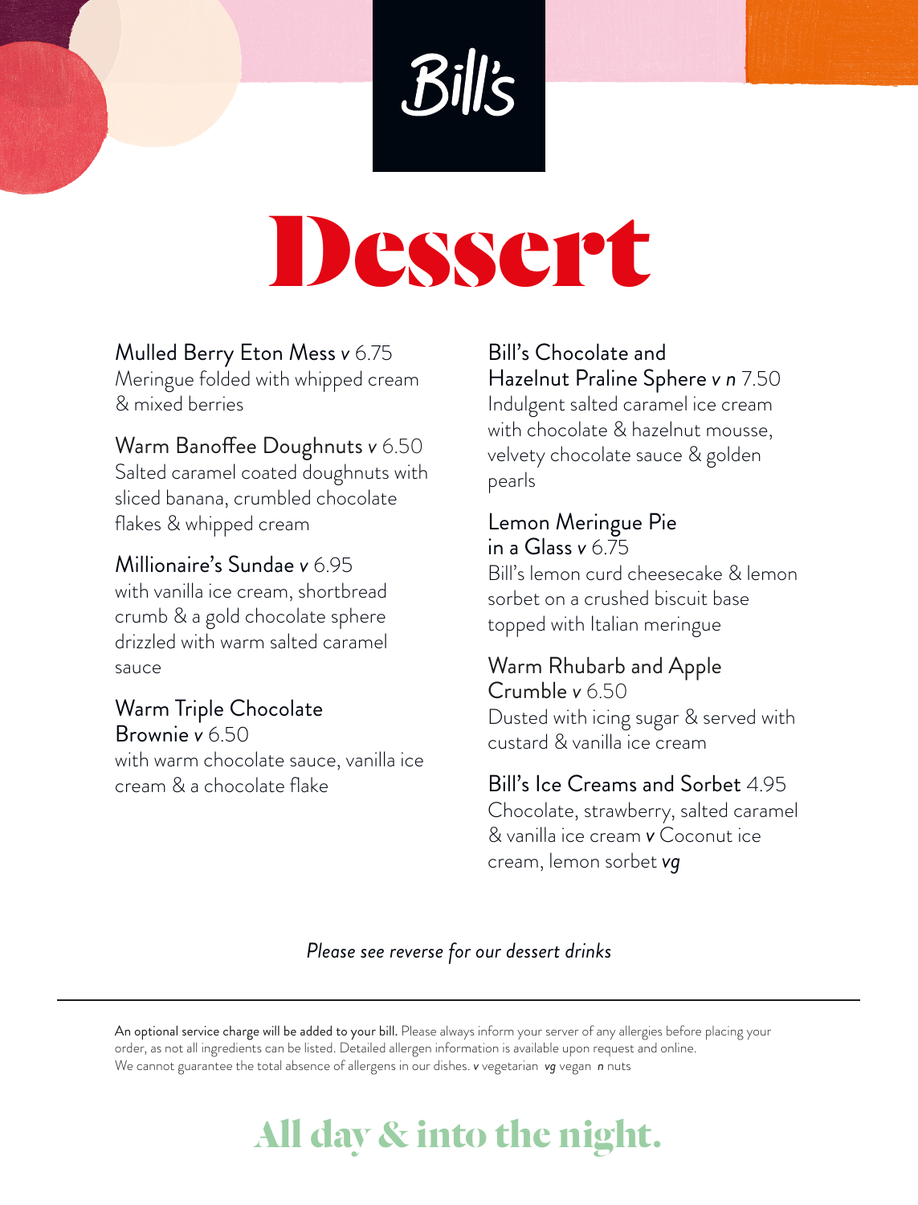Bill's

# Dessert

**Mulled Berry Eton Mess** *v* 6.75
Meringue folded with whipped cream & mixed berries

**Warm Banoffee Doughnuts** *v* 6.50
Salted caramel coated doughnuts with sliced banana, crumbled chocolate flakes & whipped cream

**Millionaire's Sundae** *v* 6.95
with vanilla ice cream, shortbread crumb & a gold chocolate sphere drizzled with warm salted caramel sauce

**Warm Triple Chocolate Brownie** *v* 6.50
with warm chocolate sauce, vanilla ice cream & a chocolate flake

**Bill's Chocolate and Hazelnut Praline Sphere** *v n* 7.50
Indulgent salted caramel ice cream with chocolate & hazelnut mousse, velvety chocolate sauce & golden pearls

**Lemon Meringue Pie in a Glass** *v* 6.75
Bill's lemon curd cheesecake & lemon sorbet on a crushed biscuit base topped with Italian meringue

**Warm Rhubarb and Apple Crumble** *v* 6.50
Dusted with icing sugar & served with custard & vanilla ice cream

**Bill's Ice Creams and Sorbet** 4.95
Chocolate, strawberry, salted caramel & vanilla ice cream ***v*** Coconut ice cream, lemon sorbet ***vg***

*Please see reverse for our dessert drinks*

---

An optional service charge will be added to your bill. Please always inform your server of any allergies before placing your order, as not all ingredients can be listed. Detailed allergen information is available upon request and online. We cannot guarantee the total absence of allergens in our dishes. *v* vegetarian *vg* vegan *n* nuts

All day & into the night.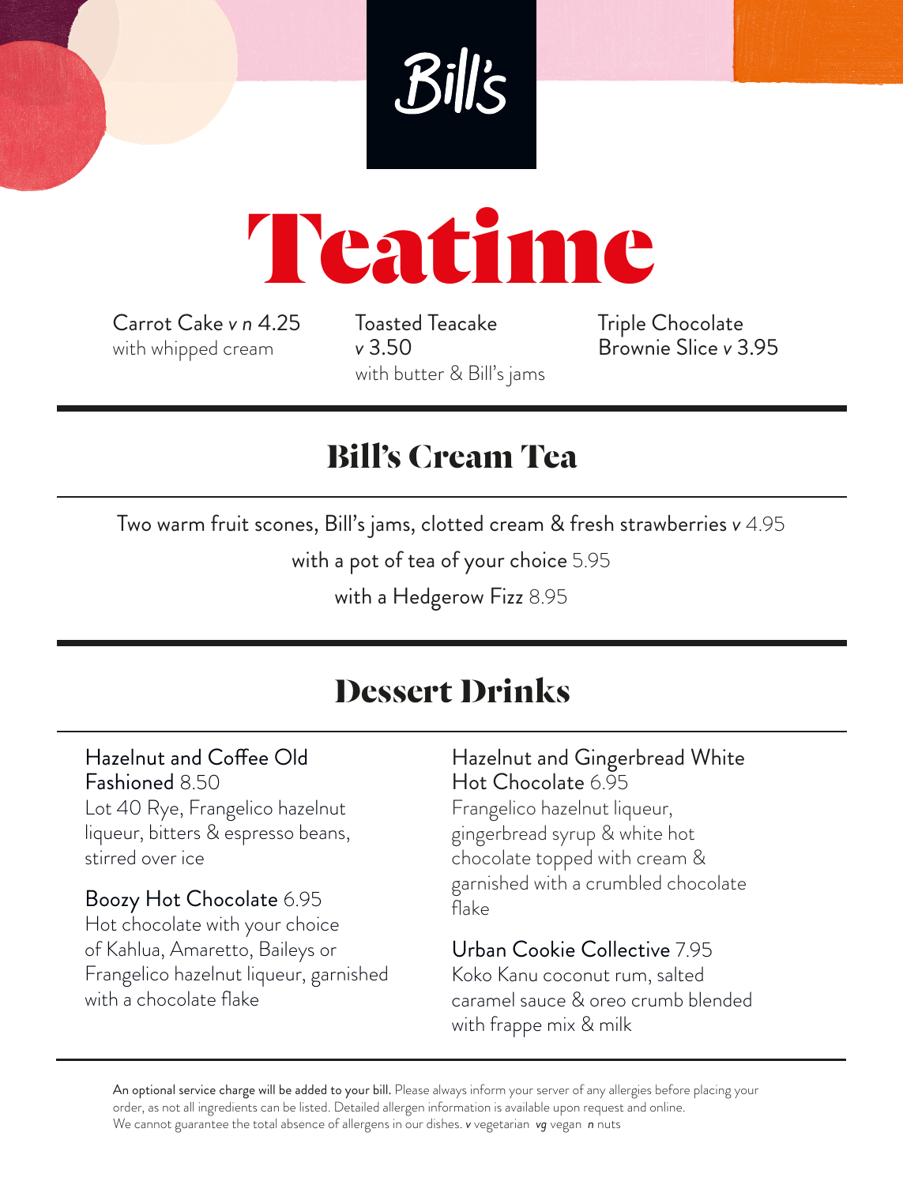Bill's

# Teatime

Carrot Cake *v n* 4.25
with whipped cream

Toasted Teacake *v* 3.50
with butter & Bill's jams

Triple Chocolate Brownie Slice *v* 3.95

## Bill's Cream Tea

Two warm fruit scones, Bill's jams, clotted cream & fresh strawberries *v* 4.95

with a pot of tea of your choice 5.95

with a Hedgerow Fizz 8.95

## Dessert Drinks

Hazelnut and Coffee Old Fashioned 8.50
Lot 40 Rye, Frangelico hazelnut liqueur, bitters & espresso beans, stirred over ice

Boozy Hot Chocolate 6.95
Hot chocolate with your choice of Kahlua, Amaretto, Baileys or Frangelico hazelnut liqueur, garnished with a chocolate flake

Hazelnut and Gingerbread White Hot Chocolate 6.95
Frangelico hazelnut liqueur, gingerbread syrup & white hot chocolate topped with cream & garnished with a crumbled chocolate flake

Urban Cookie Collective 7.95
Koko Kanu coconut rum, salted caramel sauce & oreo crumb blended with frappe mix & milk

An optional service charge will be added to your bill. Please always inform your server of any allergies before placing your order, as not all ingredients can be listed. Detailed allergen information is available upon request and online. We cannot guarantee the total absence of allergens in our dishes. *v* vegetarian *vg* vegan *n* nuts